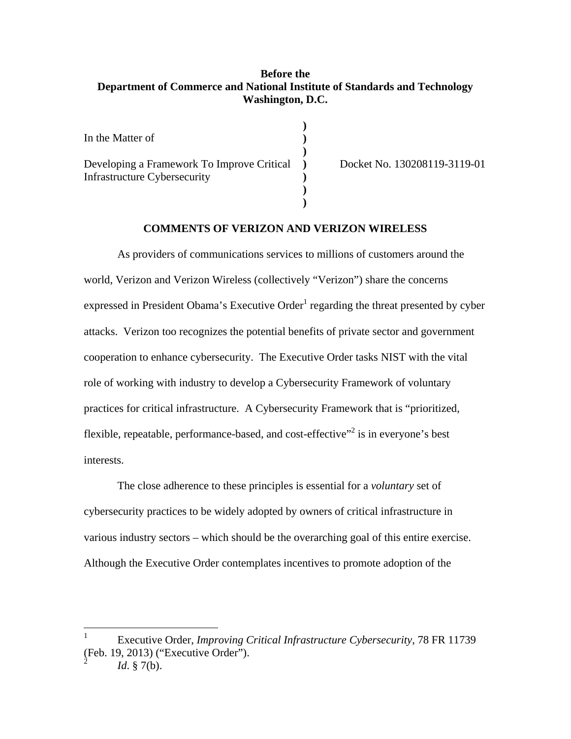**Before the**
**Department of Commerce and National Institute of Standards and Technology**
**Washington, D.C.**

| | | |
|---|---|---|
| In the Matter of | ) | |
| | ) | |
| Developing a Framework To Improve Critical Infrastructure Cybersecurity | ) | Docket No. 130208119-3119-01 |
| | ) | |

**COMMENTS OF VERIZON AND VERIZON WIRELESS**

As providers of communications services to millions of customers around the world, Verizon and Verizon Wireless (collectively "Verizon") share the concerns expressed in President Obama's Executive Order[1] regarding the threat presented by cyber attacks. Verizon too recognizes the potential benefits of private sector and government cooperation to enhance cybersecurity. The Executive Order tasks NIST with the vital role of working with industry to develop a Cybersecurity Framework of voluntary practices for critical infrastructure. A Cybersecurity Framework that is "prioritized, flexible, repeatable, performance-based, and cost-effective"[2] is in everyone's best interests.

The close adherence to these principles is essential for a *voluntary* set of cybersecurity practices to be widely adopted by owners of critical infrastructure in various industry sectors – which should be the overarching goal of this entire exercise. Although the Executive Order contemplates incentives to promote adoption of the

---

[1] Executive Order, *Improving Critical Infrastructure Cybersecurity*, 78 FR 11739 (Feb. 19, 2013) ("Executive Order").

[2] *Id*. § 7(b).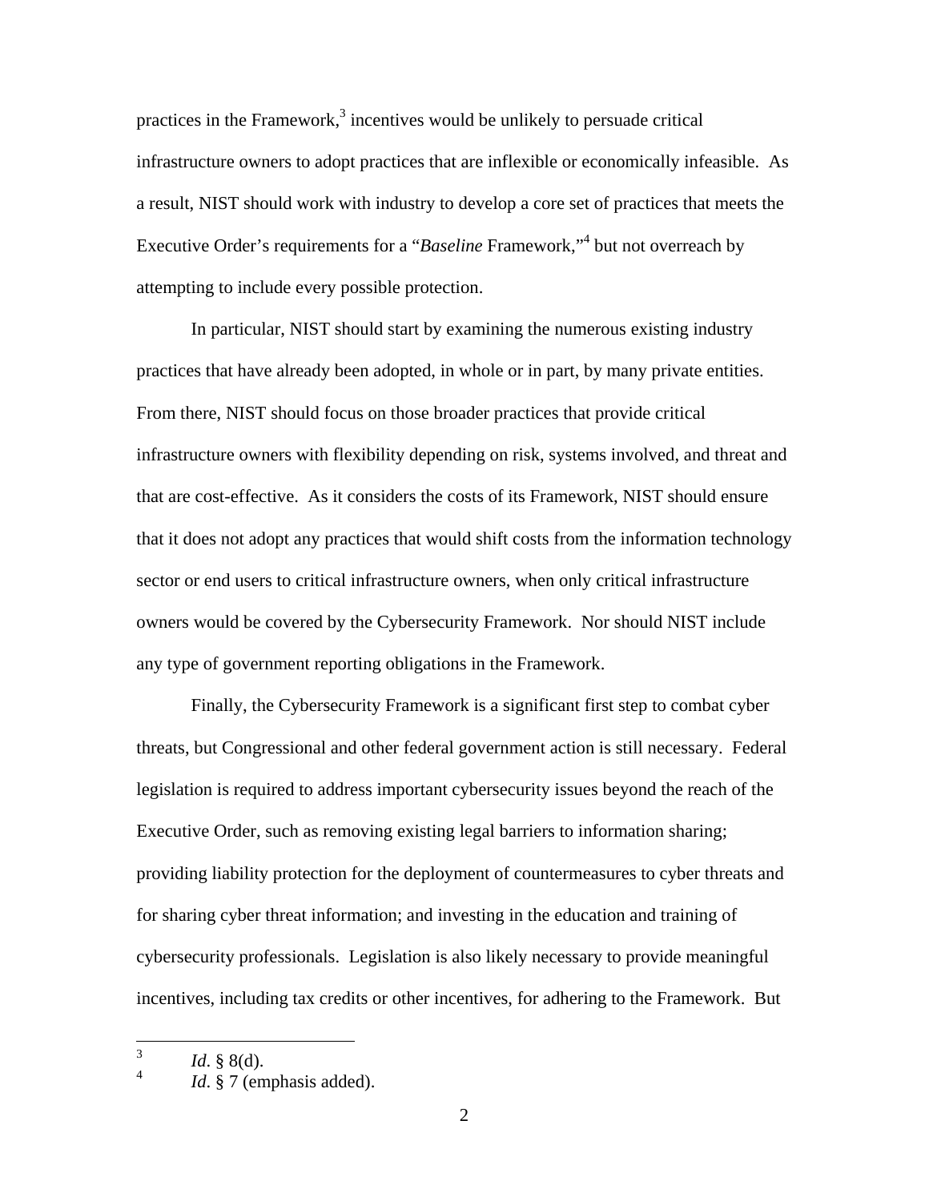practices in the Framework,[3] incentives would be unlikely to persuade critical infrastructure owners to adopt practices that are inflexible or economically infeasible. As a result, NIST should work with industry to develop a core set of practices that meets the Executive Order's requirements for a "*Baseline* Framework,"[4] but not overreach by attempting to include every possible protection.

In particular, NIST should start by examining the numerous existing industry practices that have already been adopted, in whole or in part, by many private entities. From there, NIST should focus on those broader practices that provide critical infrastructure owners with flexibility depending on risk, systems involved, and threat and that are cost-effective. As it considers the costs of its Framework, NIST should ensure that it does not adopt any practices that would shift costs from the information technology sector or end users to critical infrastructure owners, when only critical infrastructure owners would be covered by the Cybersecurity Framework. Nor should NIST include any type of government reporting obligations in the Framework.

Finally, the Cybersecurity Framework is a significant first step to combat cyber threats, but Congressional and other federal government action is still necessary. Federal legislation is required to address important cybersecurity issues beyond the reach of the Executive Order, such as removing existing legal barriers to information sharing; providing liability protection for the deployment of countermeasures to cyber threats and for sharing cyber threat information; and investing in the education and training of cybersecurity professionals. Legislation is also likely necessary to provide meaningful incentives, including tax credits or other incentives, for adhering to the Framework. But

---

[3] *Id*. § 8(d).

[4] *Id*. § 7 (emphasis added).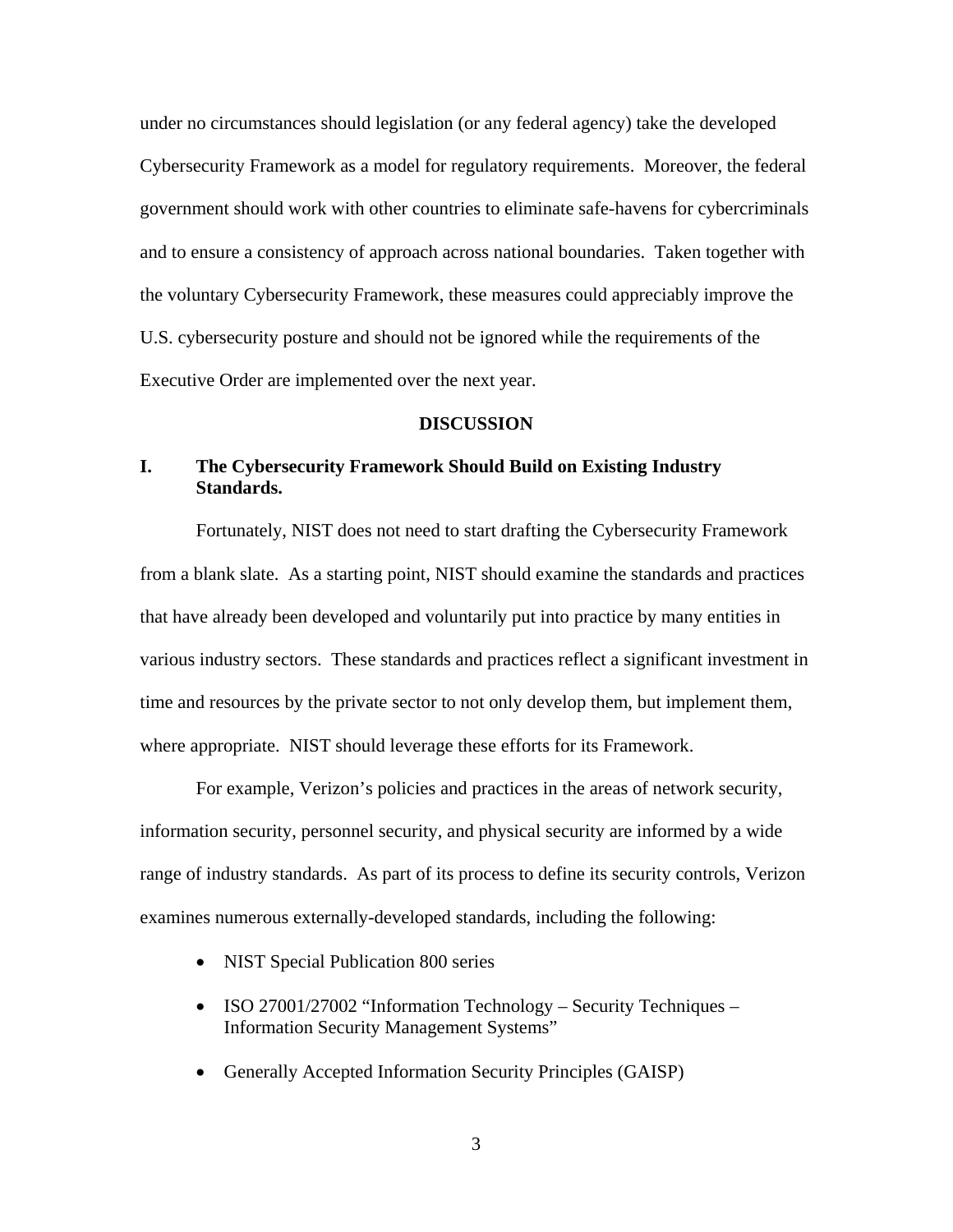under no circumstances should legislation (or any federal agency) take the developed Cybersecurity Framework as a model for regulatory requirements. Moreover, the federal government should work with other countries to eliminate safe-havens for cybercriminals and to ensure a consistency of approach across national boundaries. Taken together with the voluntary Cybersecurity Framework, these measures could appreciably improve the U.S. cybersecurity posture and should not be ignored while the requirements of the Executive Order are implemented over the next year.

## DISCUSSION

### I. The Cybersecurity Framework Should Build on Existing Industry Standards.

Fortunately, NIST does not need to start drafting the Cybersecurity Framework from a blank slate. As a starting point, NIST should examine the standards and practices that have already been developed and voluntarily put into practice by many entities in various industry sectors. These standards and practices reflect a significant investment in time and resources by the private sector to not only develop them, but implement them, where appropriate. NIST should leverage these efforts for its Framework.

For example, Verizon's policies and practices in the areas of network security, information security, personnel security, and physical security are informed by a wide range of industry standards. As part of its process to define its security controls, Verizon examines numerous externally-developed standards, including the following:

- NIST Special Publication 800 series
- ISO 27001/27002 "Information Technology – Security Techniques – Information Security Management Systems"
- Generally Accepted Information Security Principles (GAISP)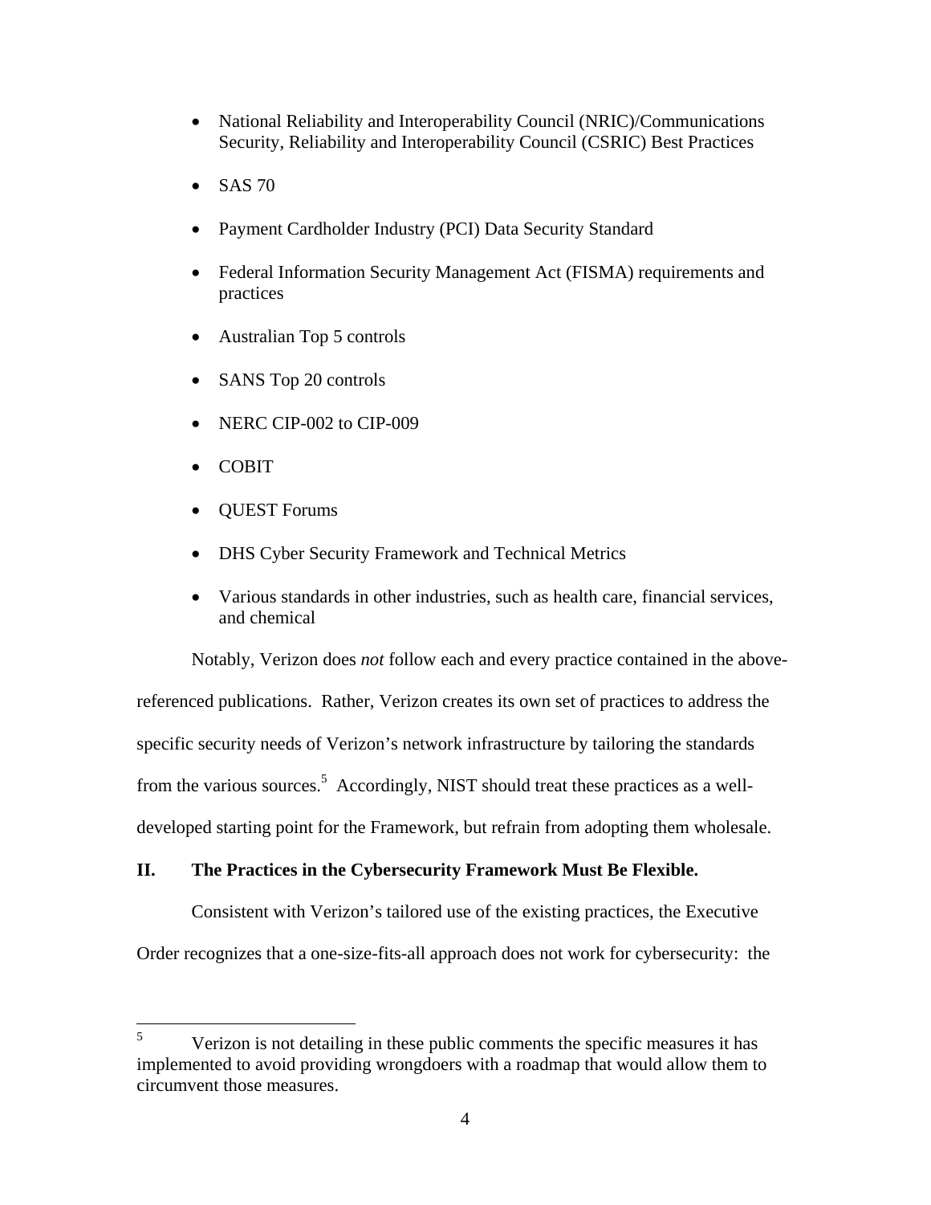- National Reliability and Interoperability Council (NRIC)/Communications Security, Reliability and Interoperability Council (CSRIC) Best Practices
- SAS 70
- Payment Cardholder Industry (PCI) Data Security Standard
- Federal Information Security Management Act (FISMA) requirements and practices
- Australian Top 5 controls
- SANS Top 20 controls
- NERC CIP-002 to CIP-009
- COBIT
- QUEST Forums
- DHS Cyber Security Framework and Technical Metrics
- Various standards in other industries, such as health care, financial services, and chemical

Notably, Verizon does *not* follow each and every practice contained in the above-referenced publications. Rather, Verizon creates its own set of practices to address the specific security needs of Verizon's network infrastructure by tailoring the standards from the various sources.[5] Accordingly, NIST should treat these practices as a well-developed starting point for the Framework, but refrain from adopting them wholesale.

## II. The Practices in the Cybersecurity Framework Must Be Flexible.

Consistent with Verizon's tailored use of the existing practices, the Executive Order recognizes that a one-size-fits-all approach does not work for cybersecurity: the

[5] Verizon is not detailing in these public comments the specific measures it has implemented to avoid providing wrongdoers with a roadmap that would allow them to circumvent those measures.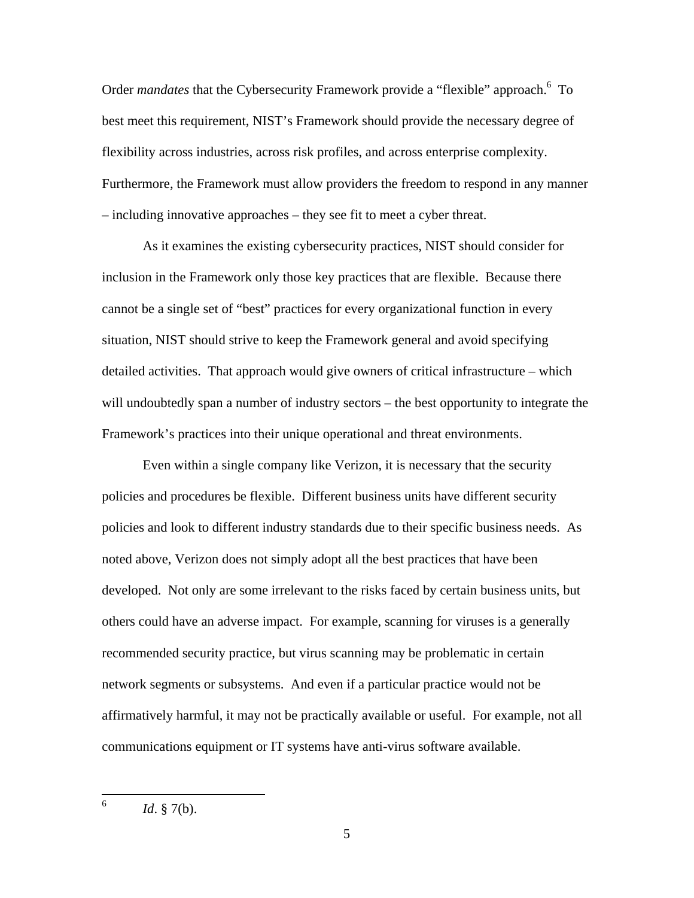Order *mandates* that the Cybersecurity Framework provide a "flexible" approach.[6] To best meet this requirement, NIST's Framework should provide the necessary degree of flexibility across industries, across risk profiles, and across enterprise complexity. Furthermore, the Framework must allow providers the freedom to respond in any manner – including innovative approaches – they see fit to meet a cyber threat.

As it examines the existing cybersecurity practices, NIST should consider for inclusion in the Framework only those key practices that are flexible. Because there cannot be a single set of "best" practices for every organizational function in every situation, NIST should strive to keep the Framework general and avoid specifying detailed activities. That approach would give owners of critical infrastructure – which will undoubtedly span a number of industry sectors – the best opportunity to integrate the Framework's practices into their unique operational and threat environments.

Even within a single company like Verizon, it is necessary that the security policies and procedures be flexible. Different business units have different security policies and look to different industry standards due to their specific business needs. As noted above, Verizon does not simply adopt all the best practices that have been developed. Not only are some irrelevant to the risks faced by certain business units, but others could have an adverse impact. For example, scanning for viruses is a generally recommended security practice, but virus scanning may be problematic in certain network segments or subsystems. And even if a particular practice would not be affirmatively harmful, it may not be practically available or useful. For example, not all communications equipment or IT systems have anti-virus software available.

---

[6] *Id*. § 7(b).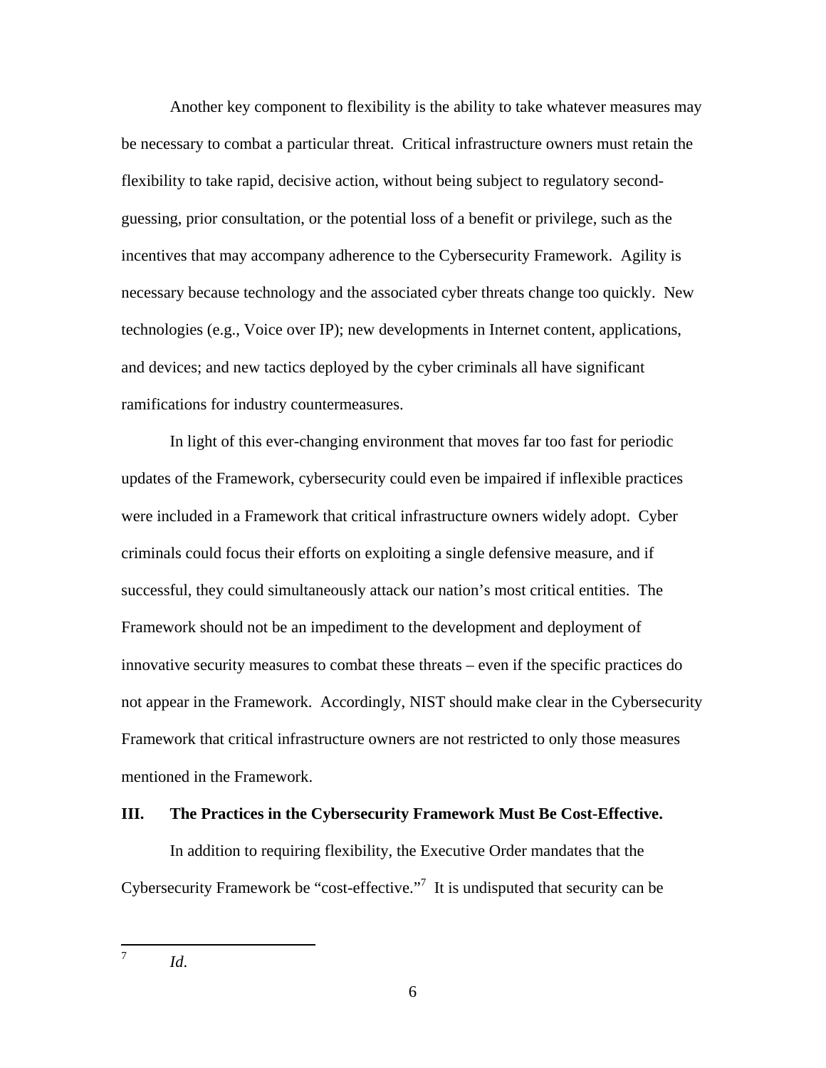Another key component to flexibility is the ability to take whatever measures may be necessary to combat a particular threat. Critical infrastructure owners must retain the flexibility to take rapid, decisive action, without being subject to regulatory second-guessing, prior consultation, or the potential loss of a benefit or privilege, such as the incentives that may accompany adherence to the Cybersecurity Framework. Agility is necessary because technology and the associated cyber threats change too quickly. New technologies (e.g., Voice over IP); new developments in Internet content, applications, and devices; and new tactics deployed by the cyber criminals all have significant ramifications for industry countermeasures.

In light of this ever-changing environment that moves far too fast for periodic updates of the Framework, cybersecurity could even be impaired if inflexible practices were included in a Framework that critical infrastructure owners widely adopt. Cyber criminals could focus their efforts on exploiting a single defensive measure, and if successful, they could simultaneously attack our nation's most critical entities. The Framework should not be an impediment to the development and deployment of innovative security measures to combat these threats – even if the specific practices do not appear in the Framework. Accordingly, NIST should make clear in the Cybersecurity Framework that critical infrastructure owners are not restricted to only those measures mentioned in the Framework.

## III. The Practices in the Cybersecurity Framework Must Be Cost-Effective.

In addition to requiring flexibility, the Executive Order mandates that the Cybersecurity Framework be "cost-effective."[7] It is undisputed that security can be

---

[7] *Id.*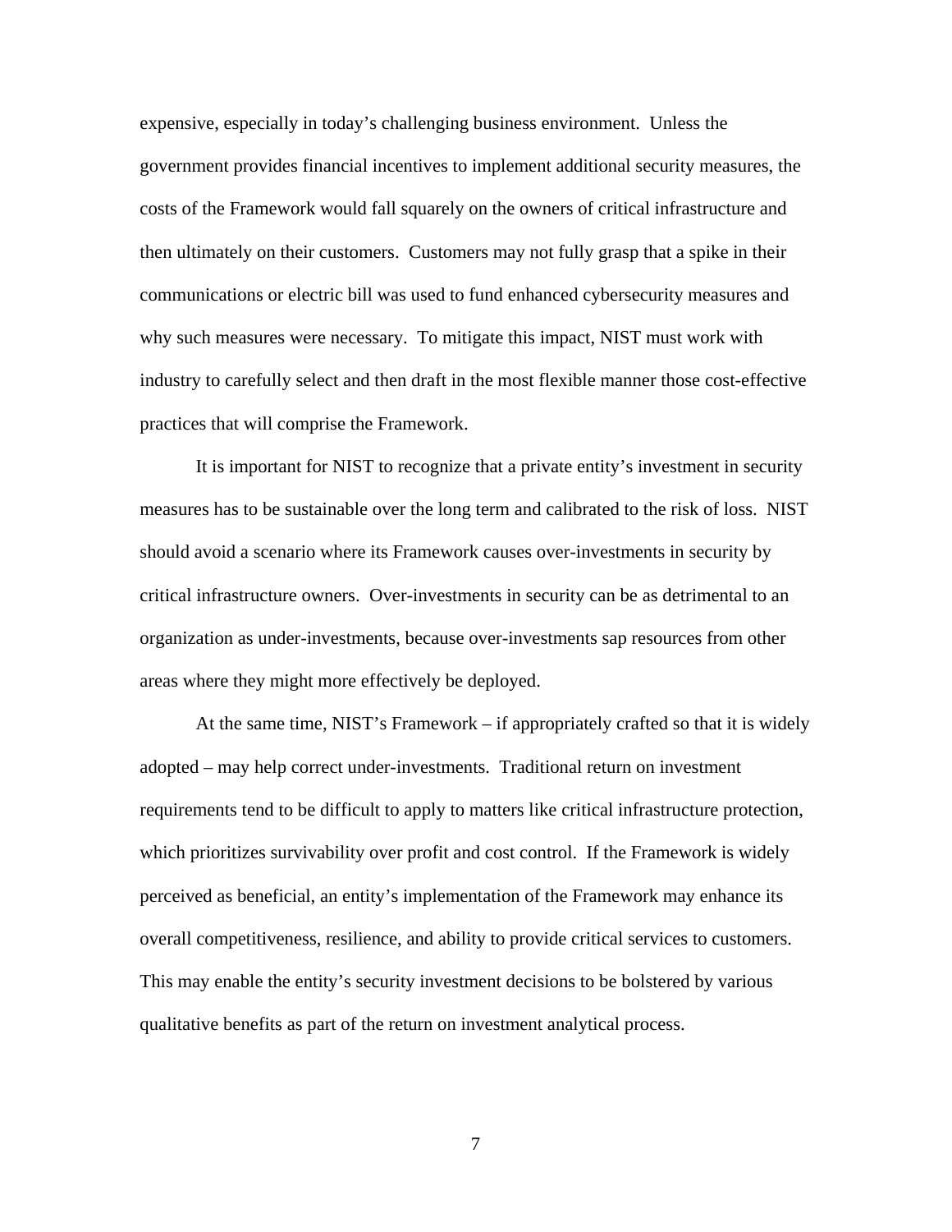expensive, especially in today's challenging business environment. Unless the government provides financial incentives to implement additional security measures, the costs of the Framework would fall squarely on the owners of critical infrastructure and then ultimately on their customers. Customers may not fully grasp that a spike in their communications or electric bill was used to fund enhanced cybersecurity measures and why such measures were necessary. To mitigate this impact, NIST must work with industry to carefully select and then draft in the most flexible manner those cost-effective practices that will comprise the Framework.

It is important for NIST to recognize that a private entity's investment in security measures has to be sustainable over the long term and calibrated to the risk of loss. NIST should avoid a scenario where its Framework causes over-investments in security by critical infrastructure owners. Over-investments in security can be as detrimental to an organization as under-investments, because over-investments sap resources from other areas where they might more effectively be deployed.

At the same time, NIST's Framework – if appropriately crafted so that it is widely adopted – may help correct under-investments. Traditional return on investment requirements tend to be difficult to apply to matters like critical infrastructure protection, which prioritizes survivability over profit and cost control. If the Framework is widely perceived as beneficial, an entity's implementation of the Framework may enhance its overall competitiveness, resilience, and ability to provide critical services to customers. This may enable the entity's security investment decisions to be bolstered by various qualitative benefits as part of the return on investment analytical process.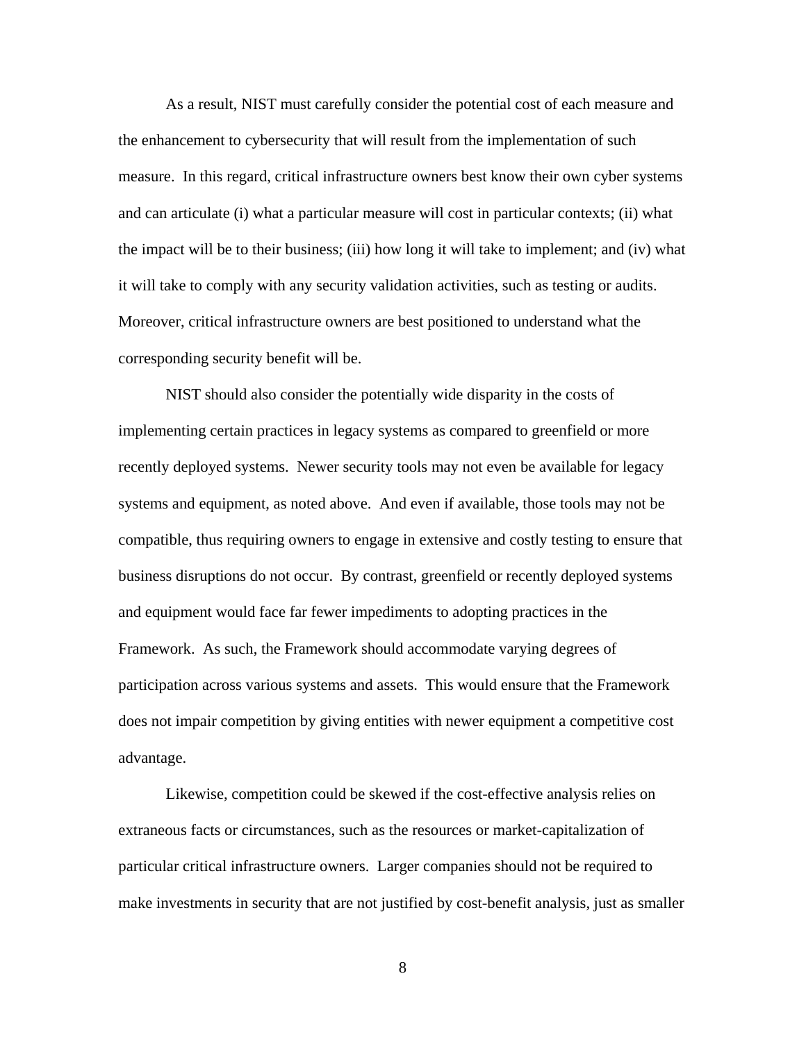As a result, NIST must carefully consider the potential cost of each measure and the enhancement to cybersecurity that will result from the implementation of such measure. In this regard, critical infrastructure owners best know their own cyber systems and can articulate (i) what a particular measure will cost in particular contexts; (ii) what the impact will be to their business; (iii) how long it will take to implement; and (iv) what it will take to comply with any security validation activities, such as testing or audits. Moreover, critical infrastructure owners are best positioned to understand what the corresponding security benefit will be.

NIST should also consider the potentially wide disparity in the costs of implementing certain practices in legacy systems as compared to greenfield or more recently deployed systems. Newer security tools may not even be available for legacy systems and equipment, as noted above. And even if available, those tools may not be compatible, thus requiring owners to engage in extensive and costly testing to ensure that business disruptions do not occur. By contrast, greenfield or recently deployed systems and equipment would face far fewer impediments to adopting practices in the Framework. As such, the Framework should accommodate varying degrees of participation across various systems and assets. This would ensure that the Framework does not impair competition by giving entities with newer equipment a competitive cost advantage.

Likewise, competition could be skewed if the cost-effective analysis relies on extraneous facts or circumstances, such as the resources or market-capitalization of particular critical infrastructure owners. Larger companies should not be required to make investments in security that are not justified by cost-benefit analysis, just as smaller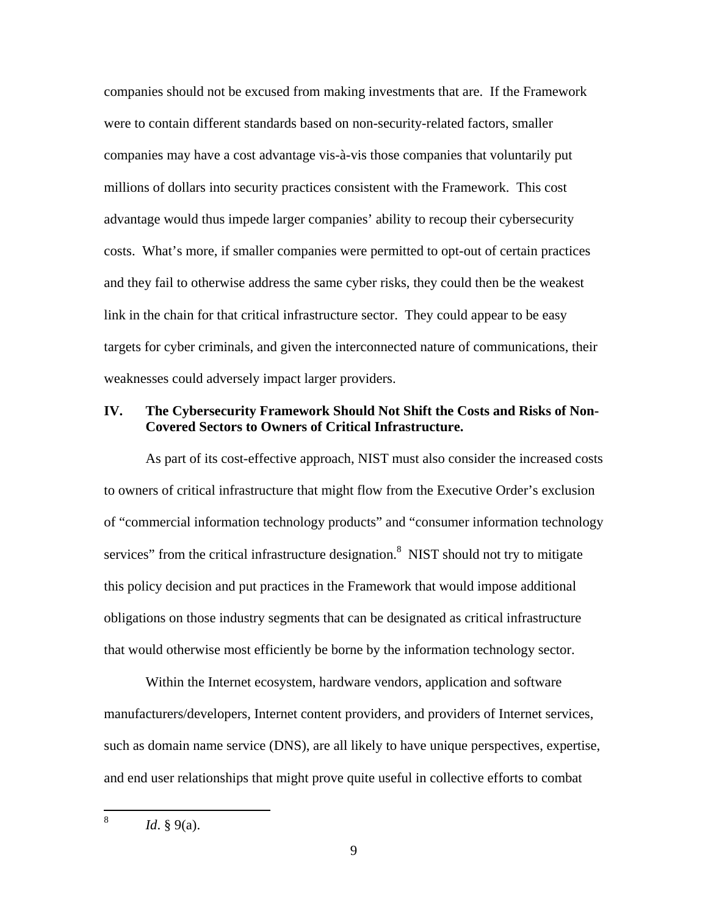companies should not be excused from making investments that are. If the Framework were to contain different standards based on non-security-related factors, smaller companies may have a cost advantage vis-à-vis those companies that voluntarily put millions of dollars into security practices consistent with the Framework. This cost advantage would thus impede larger companies' ability to recoup their cybersecurity costs. What's more, if smaller companies were permitted to opt-out of certain practices and they fail to otherwise address the same cyber risks, they could then be the weakest link in the chain for that critical infrastructure sector. They could appear to be easy targets for cyber criminals, and given the interconnected nature of communications, their weaknesses could adversely impact larger providers.

## IV. The Cybersecurity Framework Should Not Shift the Costs and Risks of Non-Covered Sectors to Owners of Critical Infrastructure.

As part of its cost-effective approach, NIST must also consider the increased costs to owners of critical infrastructure that might flow from the Executive Order's exclusion of "commercial information technology products" and "consumer information technology services" from the critical infrastructure designation.[8] NIST should not try to mitigate this policy decision and put practices in the Framework that would impose additional obligations on those industry segments that can be designated as critical infrastructure that would otherwise most efficiently be borne by the information technology sector.

Within the Internet ecosystem, hardware vendors, application and software manufacturers/developers, Internet content providers, and providers of Internet services, such as domain name service (DNS), are all likely to have unique perspectives, expertise, and end user relationships that might prove quite useful in collective efforts to combat

[8] *Id*. § 9(a).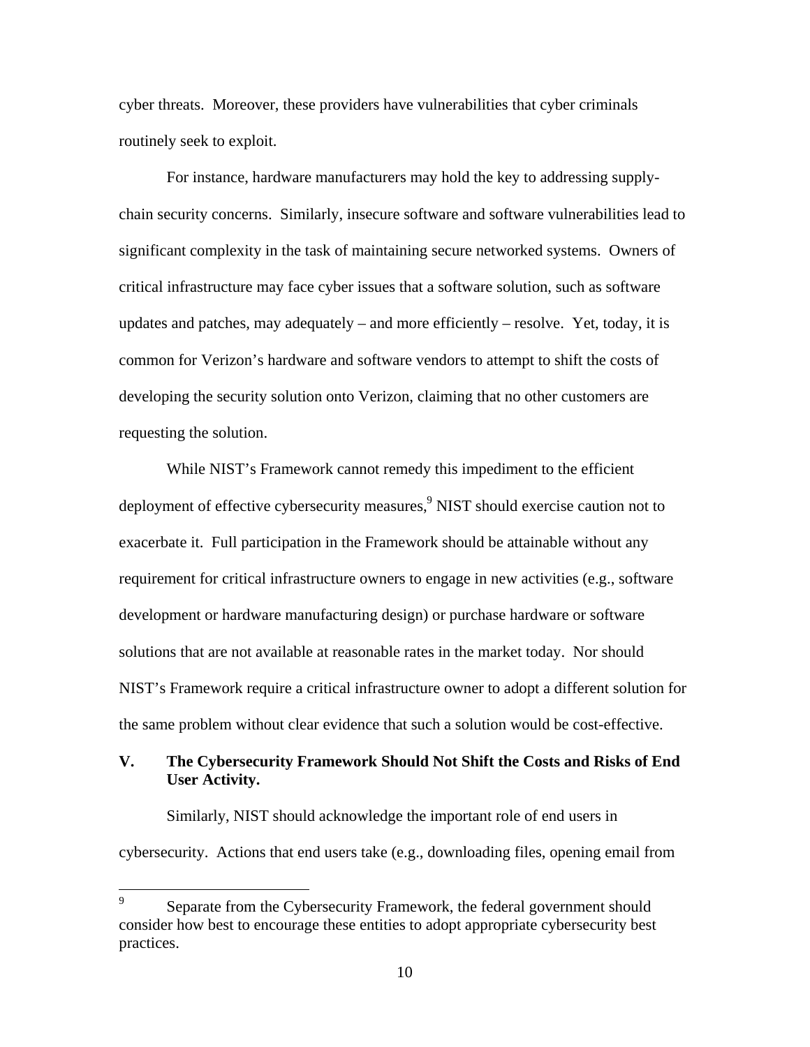cyber threats. Moreover, these providers have vulnerabilities that cyber criminals routinely seek to exploit.

For instance, hardware manufacturers may hold the key to addressing supply-chain security concerns. Similarly, insecure software and software vulnerabilities lead to significant complexity in the task of maintaining secure networked systems. Owners of critical infrastructure may face cyber issues that a software solution, such as software updates and patches, may adequately – and more efficiently – resolve. Yet, today, it is common for Verizon's hardware and software vendors to attempt to shift the costs of developing the security solution onto Verizon, claiming that no other customers are requesting the solution.

While NIST's Framework cannot remedy this impediment to the efficient deployment of effective cybersecurity measures,[9] NIST should exercise caution not to exacerbate it. Full participation in the Framework should be attainable without any requirement for critical infrastructure owners to engage in new activities (e.g., software development or hardware manufacturing design) or purchase hardware or software solutions that are not available at reasonable rates in the market today. Nor should NIST's Framework require a critical infrastructure owner to adopt a different solution for the same problem without clear evidence that such a solution would be cost-effective.

## V. The Cybersecurity Framework Should Not Shift the Costs and Risks of End User Activity.

Similarly, NIST should acknowledge the important role of end users in cybersecurity. Actions that end users take (e.g., downloading files, opening email from

---

[9] Separate from the Cybersecurity Framework, the federal government should consider how best to encourage these entities to adopt appropriate cybersecurity best practices.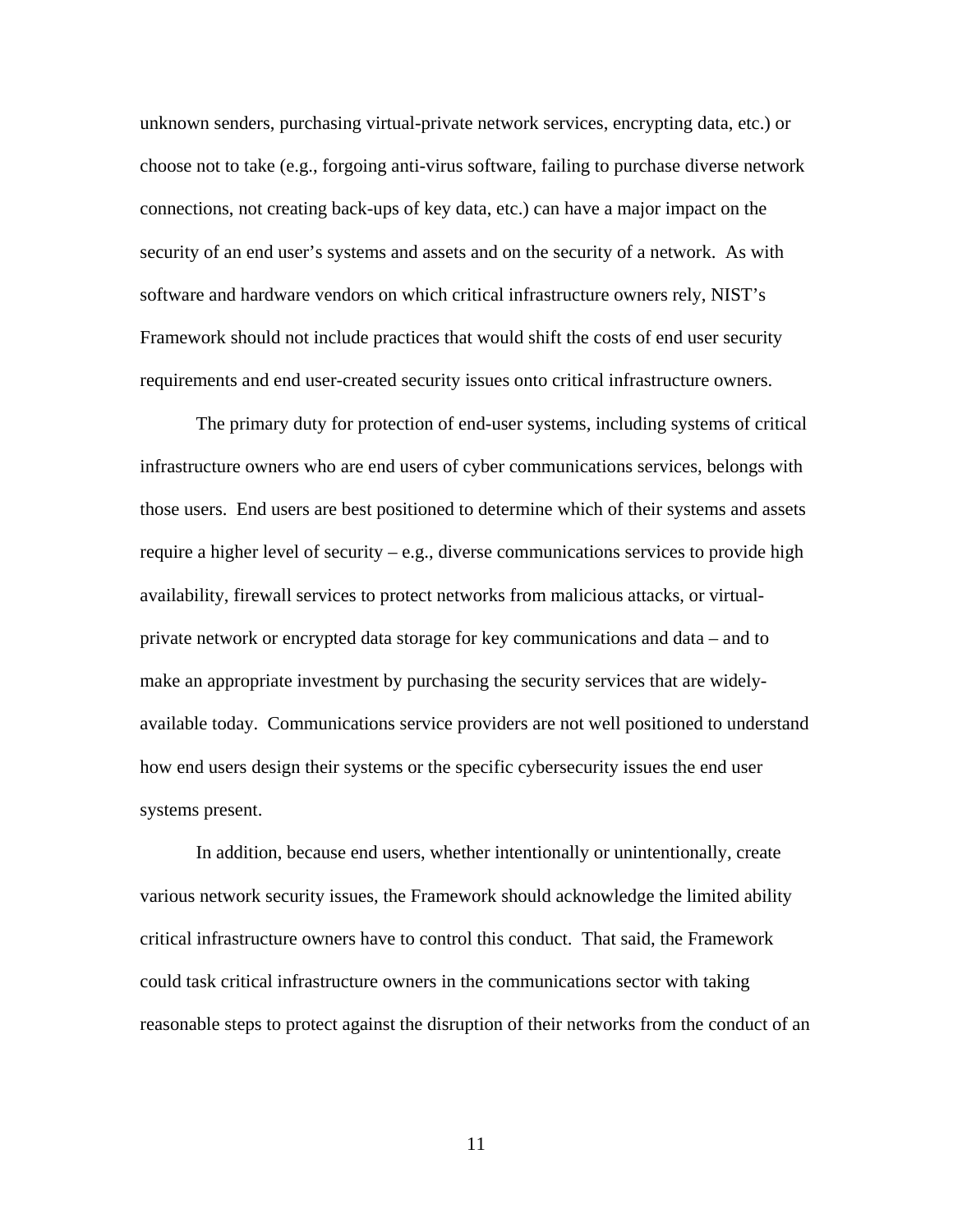unknown senders, purchasing virtual-private network services, encrypting data, etc.) or choose not to take (e.g., forgoing anti-virus software, failing to purchase diverse network connections, not creating back-ups of key data, etc.) can have a major impact on the security of an end user's systems and assets and on the security of a network. As with software and hardware vendors on which critical infrastructure owners rely, NIST's Framework should not include practices that would shift the costs of end user security requirements and end user-created security issues onto critical infrastructure owners.

The primary duty for protection of end-user systems, including systems of critical infrastructure owners who are end users of cyber communications services, belongs with those users. End users are best positioned to determine which of their systems and assets require a higher level of security – e.g., diverse communications services to provide high availability, firewall services to protect networks from malicious attacks, or virtual-private network or encrypted data storage for key communications and data – and to make an appropriate investment by purchasing the security services that are widely-available today. Communications service providers are not well positioned to understand how end users design their systems or the specific cybersecurity issues the end user systems present.

In addition, because end users, whether intentionally or unintentionally, create various network security issues, the Framework should acknowledge the limited ability critical infrastructure owners have to control this conduct. That said, the Framework could task critical infrastructure owners in the communications sector with taking reasonable steps to protect against the disruption of their networks from the conduct of an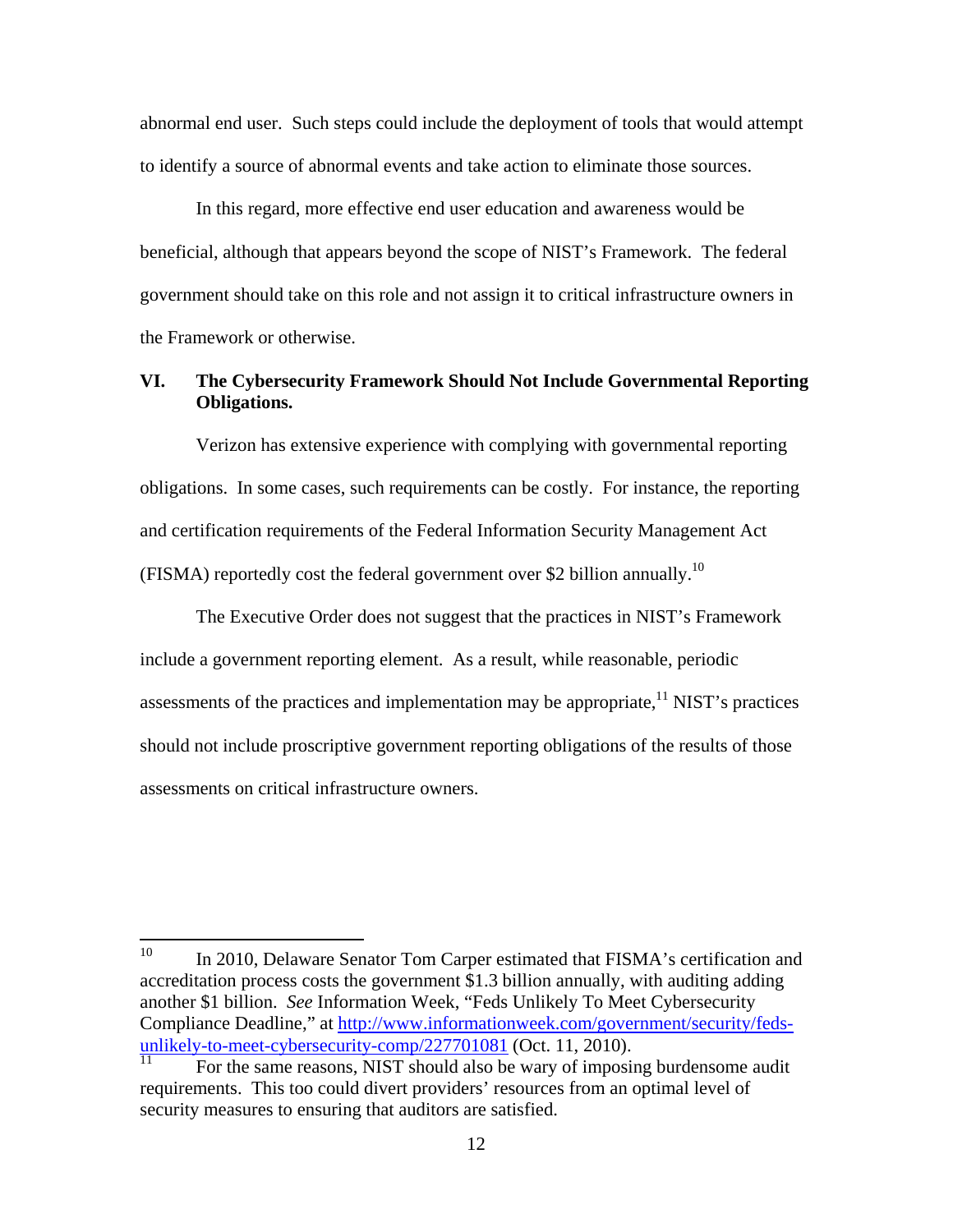abnormal end user. Such steps could include the deployment of tools that would attempt to identify a source of abnormal events and take action to eliminate those sources.

In this regard, more effective end user education and awareness would be beneficial, although that appears beyond the scope of NIST's Framework. The federal government should take on this role and not assign it to critical infrastructure owners in the Framework or otherwise.

## VI. The Cybersecurity Framework Should Not Include Governmental Reporting Obligations.

Verizon has extensive experience with complying with governmental reporting obligations. In some cases, such requirements can be costly. For instance, the reporting and certification requirements of the Federal Information Security Management Act (FISMA) reportedly cost the federal government over $2 billion annually.[10]

The Executive Order does not suggest that the practices in NIST's Framework include a government reporting element. As a result, while reasonable, periodic assessments of the practices and implementation may be appropriate,[11] NIST's practices should not include proscriptive government reporting obligations of the results of those assessments on critical infrastructure owners.

---

[10] In 2010, Delaware Senator Tom Carper estimated that FISMA's certification and accreditation process costs the government $1.3 billion annually, with auditing adding another $1 billion. *See* Information Week, "Feds Unlikely To Meet Cybersecurity Compliance Deadline," at http://www.informationweek.com/government/security/feds-unlikely-to-meet-cybersecurity-comp/227701081 (Oct. 11, 2010).

[11] For the same reasons, NIST should also be wary of imposing burdensome audit requirements. This too could divert providers' resources from an optimal level of security measures to ensuring that auditors are satisfied.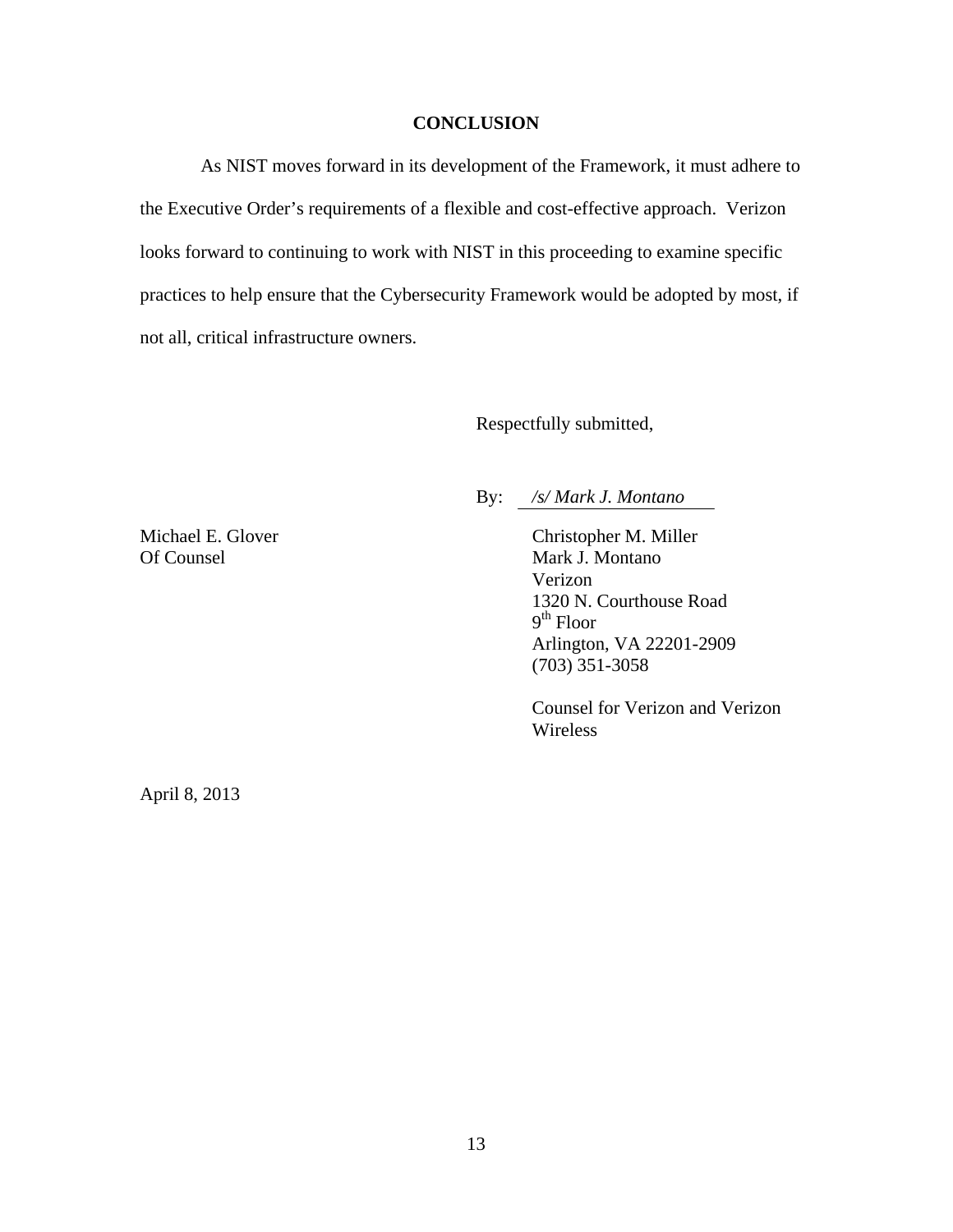## CONCLUSION

As NIST moves forward in its development of the Framework, it must adhere to the Executive Order's requirements of a flexible and cost-effective approach. Verizon looks forward to continuing to work with NIST in this proceeding to examine specific practices to help ensure that the Cybersecurity Framework would be adopted by most, if not all, critical infrastructure owners.

Respectfully submitted,

By: */s/ Mark J. Montano*

Michael E. Glover  
Of Counsel

Christopher M. Miller  
Mark J. Montano  
Verizon  
1320 N. Courthouse Road  
9th Floor  
Arlington, VA 22201-2909  
(703) 351-3058

Counsel for Verizon and Verizon Wireless

April 8, 2013